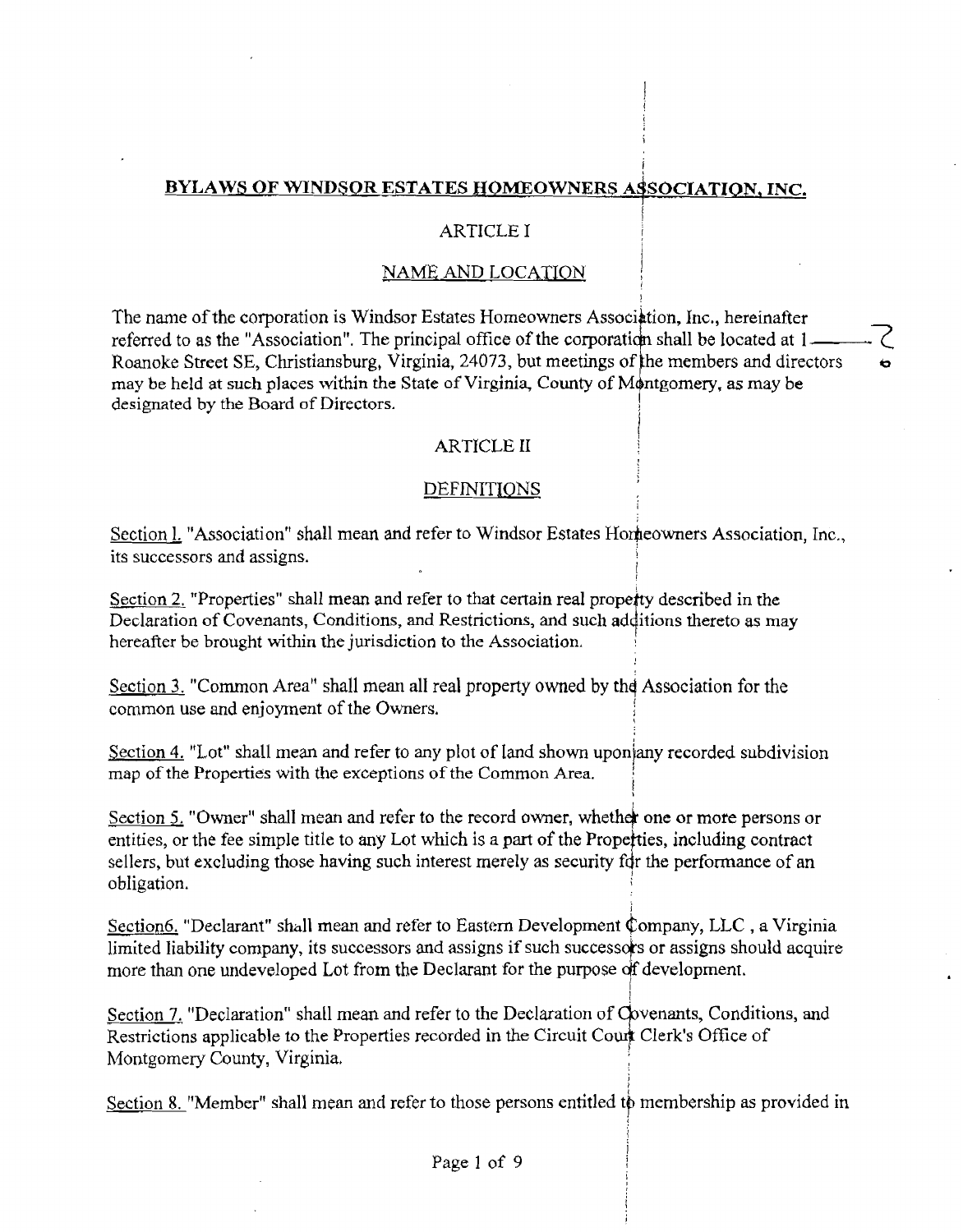# BYLAWS OF WINDSOR ESTATES HOMEOWNERS ASSOCIATION, INC.

## ARTICLE I

## NAME AND LOCATION

The name of the corporation is Windsor Estates Homeowners Association, Inc., hereinafter referred to as the "Association". The principal office of the corporation shall be located at 1 Roanoke Street SE, Christiansburg, Virginia, 24073, but meetings of the members and directors may be held at such places within the State of Virginia, County of Montgomery, as may be designated by the Board of Directors.

## ARTICLE II

## DEFINITIONS

Section 1. "Association" shall mean and refer to Windsor Estates Homeowners Association, Inc., its successors and assigns.

Section 2. "Properties" shall mean and refer to that certain real property described in the Declaration of Covenants, Conditions, and Restrictions, and such additions thereto as may hereafter be brought within the jurisdiction to the Association.

Section 3. "Common Area" shall mean all real property owned by the Association for the common use and enjoyment of the Owners.

Section 4. "Lot" shall mean and refer to any plot of land shown upon any recorded subdivision map of the Properties with the exceptions of the Common Area.

Section 5. "Owner" shall mean and refer to the record owner, whether one or more persons or entities, or the fee simple title to any Lot which is a part of the Properties, including contract sellers, but excluding those having such interest merely as security for the performance of an obligation.

Section6. "Declarant" shall mean and refer to Eastern Development Company, LLC , a Virginia limited liability company, its successors and assigns if such successors or assigns should acquire more than one undeveloped Lot from the Declarant for the purpose of development.

Section 7. "Declaration" shall mean and refer to the Declaration of Covenants, Conditions, and Restrictions applicable to the Properties recorded in the Circuit Court Clerk's Office of Montgomery County, Virginia.

Section 8. "Member" shall mean and refer to those persons entitled to membership as provided in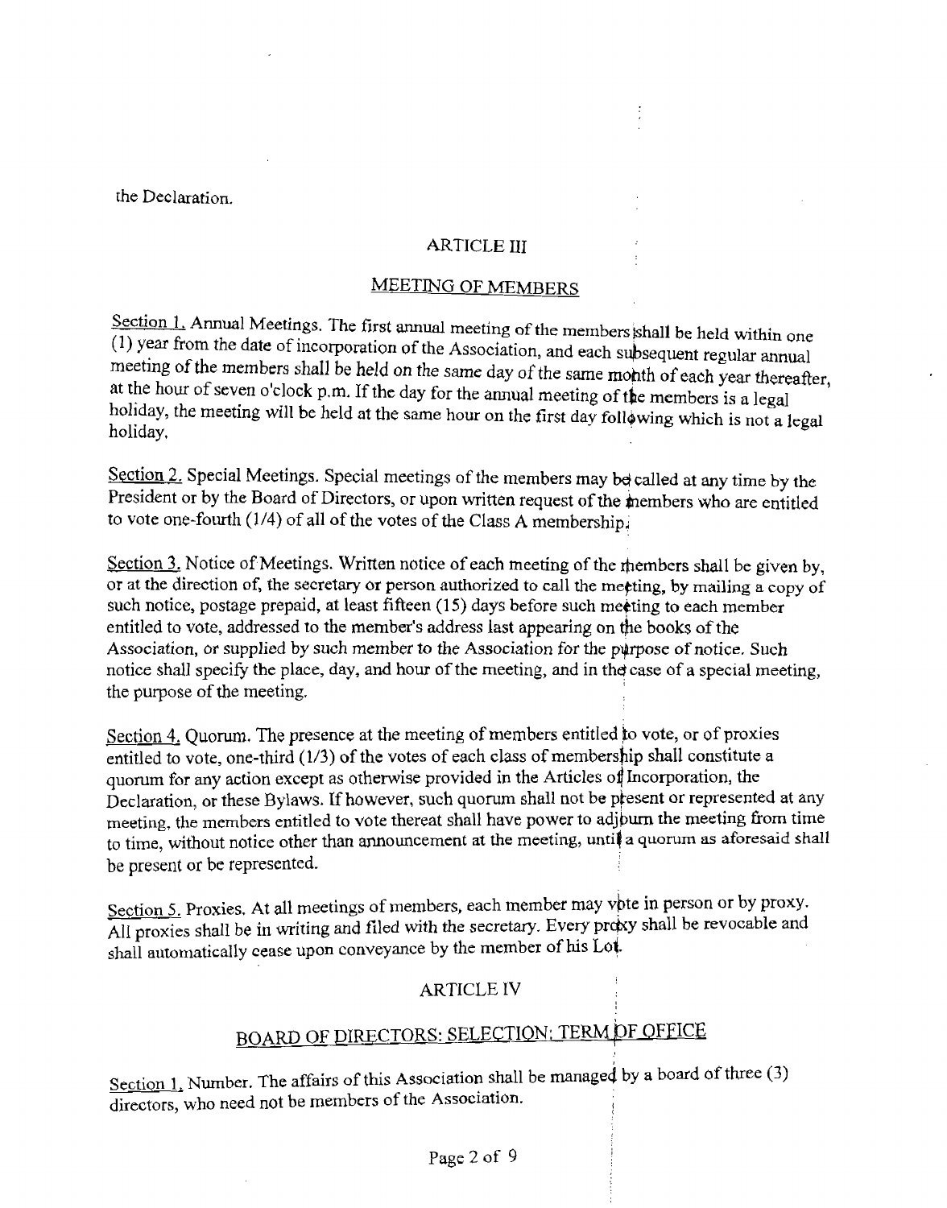the Declaration.

## ARTICLE III

## MEETING OF MEMBERS

Section 1. Annual Meetings. The first annual meeting of the members shall be held within one (1) year from the date of incorporation of the Association, and each subsequent regular annual meeting of the members shall be held on the same day of the same month of each year thereafter, at the hour of seven o'clock p.m. If the day for the annual meeting of the members is a legal holiday, the meeting will be held at the same hour on the first day following which is not a legal holiday.

Section 2. Special Meetings. Special meetings of the members may be called at any time by the President or by the Board of Directors, or upon written request of the members who are entitled to vote one-fourth (1/4) of all of the votes of the Class A membership.

Section 3. Notice of Meetings. Written notice of each meeting of the members shall be given by, or at the direction of, the secretary or person authorized to call the meeting, by mailing a copy of such notice, postage prepaid, at least fifteen (15) days before such meeting to each member entitled to vote, addressed to the member's address last appearing on the books of the Association, or supplied by such member to the Association for the purpose of notice. Such notice shall specify the place, day, and hour of the meeting, and in the case of a special meeting, the purpose of the meeting.

Section 4. Quorum. The presence at the meeting of members entitled to vote, or of proxies entitled to vote, one-third (1/3) of the votes of each class of membership shall constitute a quorum for any action except as otherwise provided in the Articles of Incorporation, the Declaration, or these Bylaws. If however, such quorum shall not be present or represented at any meeting, the members entitled to vote thereat shall have power to adjourn the meeting from time to time, without notice other than announcement at the meeting, until a quorum as aforesaid shall be present or be represented.

Section 5. Proxies. At all meetings of members, each member may vote in person or by proxy. All proxies shall be in writing and filed with the secretary. Every proxy shall be revocable and shall automatically cease upon conveyance by the member of his Lot.

## ARTICLE IV

## BOARD OF DIRECTORS: SELECTION: TERM OF OFFICE

Section 1. Number. The affairs of this Association shall be managed by a board of three (3) directors, who need not be members of the Association.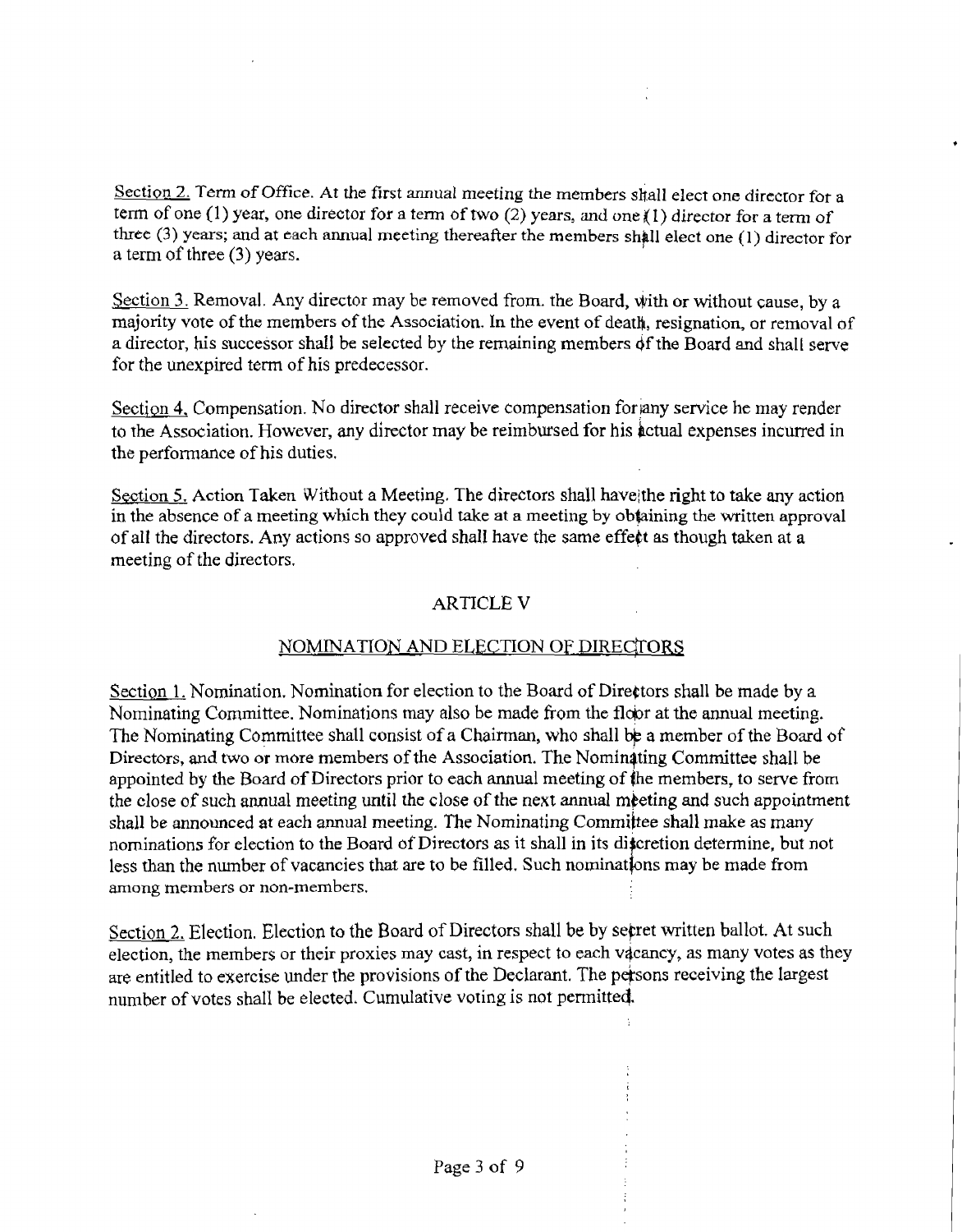Section 2. Term of Office. At the first annual meeting the members shall elect one director for a term of one (1) year, one director for a term of two (2) years, and one (1) director for a term of three (3) years; and at each annual meeting thereafter the members shall elect one (1) director for a term of three (3) years.

Section 3. Removal. Any director may be removed from. the Board, with or without cause, by a majority vote of the members of the Association. In the event of death, resignation, or removal of a director, his successor shall be selected by the remaining members of the Board and shall serve for the unexpired term of his predecessor.

Section 4. Compensation. No director shall receive compensation for any service he may render to the Association. However, any director may be reimbursed for his actual expenses incurred in the performance of his duties.

Section 5. Action Taken Without a Meeting. The directors shall have the right to take any action in the absence of a meeting which they could take at a meeting by obtaining the written approval of all the directors. Any actions so approved shall have the same effect as though taken at a meeting of the directors.

## ARTICLE V

## NOMINATION AND ELECTION OF DIRECTORS

Section 1. Nomination. Nomination for election to the Board of Directors shall be made by a Nominating Committee. Nominations may also be made from the floor at the annual meeting. The Nominating Committee shall consist of a Chairman, who shall be a member of the Board of Directors, and two or more members of the Association. The Nominating Committee shall be appointed by the Board of Directors prior to each annual meeting of the members, to serve from the close of such annual meeting until the close of the next annual meeting and such appointment shall be announced at each annual meeting. The Nominating Committee shall make as many nominations for election to the Board of Directors as it shall in its discretion determine, but not less than the number of vacancies that are to be filled. Such nominations may be made from among members or non-members.

Section 2. Election. Election to the Board of Directors shall be by secret written ballot. At such election, the members or their proxies may cast, in respect to each vacancy, as many votes as they are entitled to exercise under the provisions of the Declarant. The persons receiving the largest number of votes shall be elected. Cumulative voting is not permitted.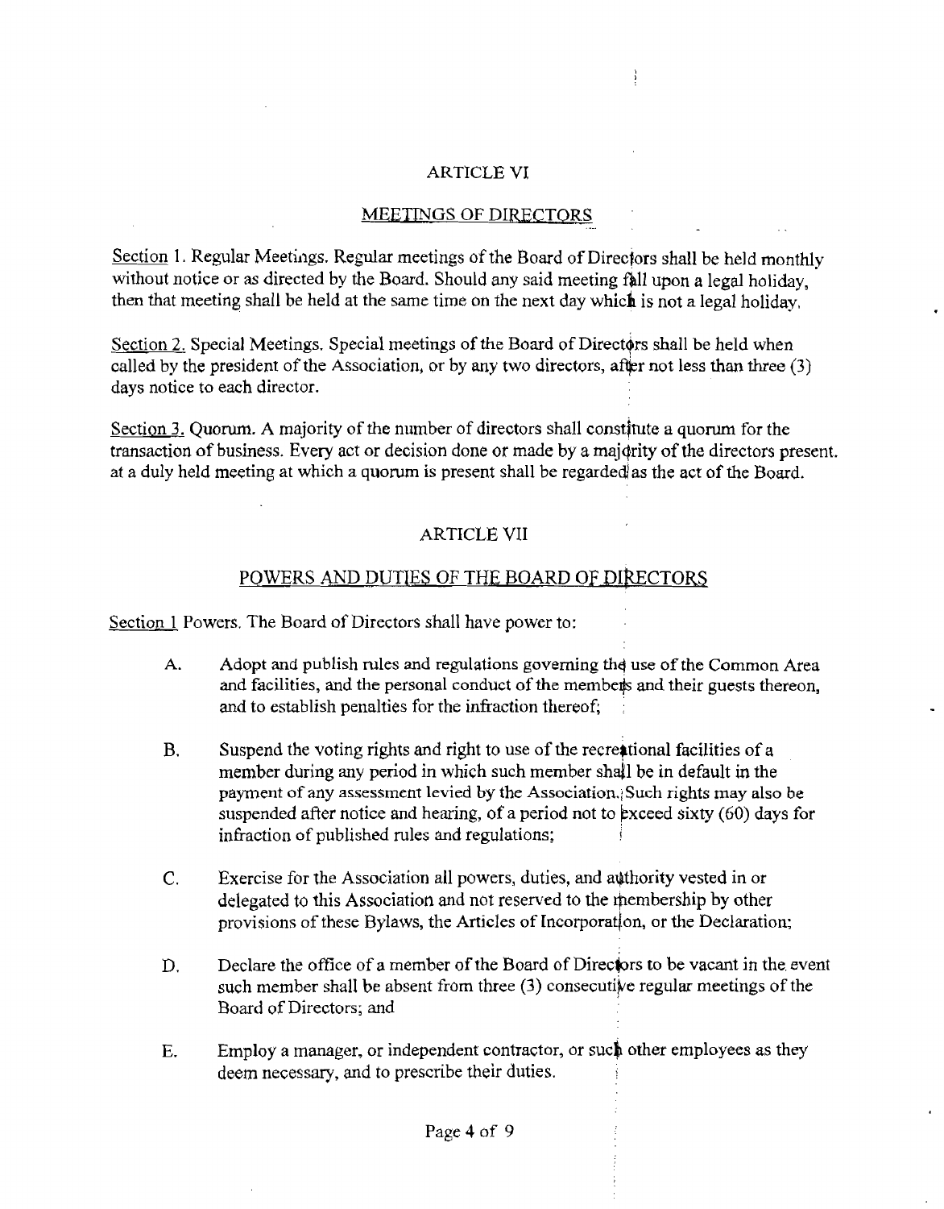## ARTICLE VI

## MEETINGS OF DIRECTORS

Section 1. Regular Meetings. Regular meetings of the Board of Directors shall be held monthly without notice or as directed by the Board. Should any said meeting fall upon a legal holiday, then that meeting shall be held at the same time on the next day which is not a legal holiday.

Section 2. Special Meetings. Special meetings of the Board of Directors shall be held when called by the president of the Association, or by any two directors, after not less than three (3) days notice to each director.

Section 3. Quorum. A majority of the number of directors shall constitute a quorum for the transaction of business. Every act or decision done or made by a majority of the directors present at a duly held meeting at which a quorum is present shall be regarded as the act of the Board.

## ARTICLE VII

## POWERS AND DUTIES OF THE BOARD OF DIRECTORS

Section 1 Powers. The Board of Directors shall have power to:

A. Adopt and publish rules and regulations governing the use of the Common Area and facilities, and the personal conduct of the members and their guests thereon, and to establish penalties for the infraction thereof;

B. Suspend the voting rights and right to use of the recreational facilities of a member during any period in which such member shall be in default in the payment of any assessment levied by the Association. Such rights may also be suspended after notice and hearing, of a period not to exceed sixty (60) days for infraction of published rules and regulations;

C. Exercise for the Association all powers, duties, and authority vested in or delegated to this Association and not reserved to the membership by other provisions of these Bylaws, the Articles of Incorporation, or the Declaration;

D. Declare the office of a member of the Board of Directors to be vacant in the event such member shall be absent from three (3) consecutive regular meetings of the Board of Directors; and

E. Employ a manager, or independent contractor, or such other employees as they deem necessary, and to prescribe their duties.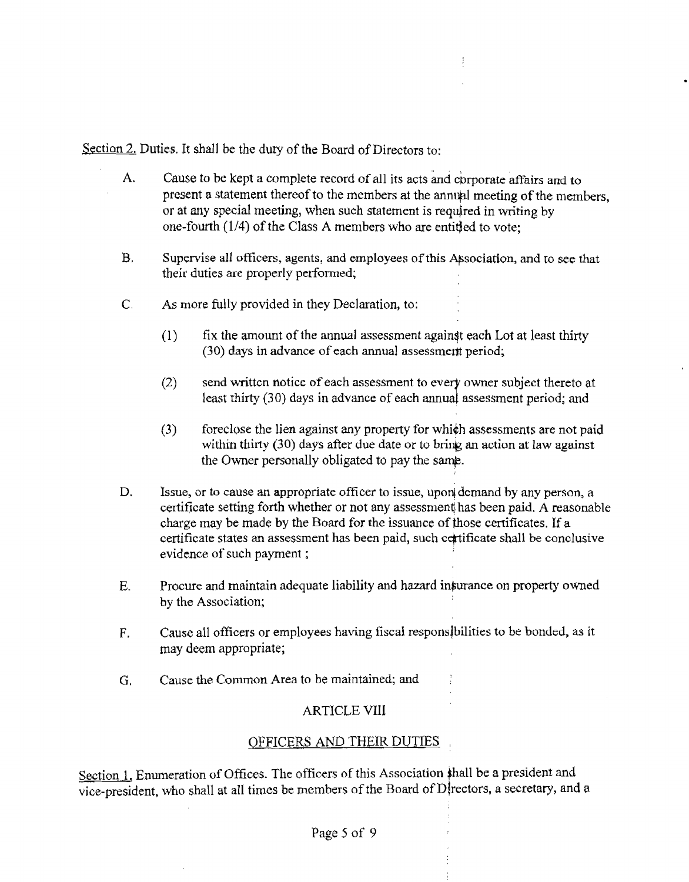Section 2. Duties. It shall be the duty of the Board of Directors to:

A. Cause to be kept a complete record of all its acts and corporate affairs and to present a statement thereof to the members at the annual meeting of the members, or at any special meeting, when such statement is required in writing by one-fourth (1/4) of the Class A members who are entitled to vote;

B. Supervise all officers, agents, and employees of this Association, and to see that their duties are properly performed;

C. As more fully provided in they Declaration, to:

   (1) fix the amount of the annual assessment against each Lot at least thirty (30) days in advance of each annual assessment period;

   (2) send written notice of each assessment to every owner subject thereto at least thirty (30) days in advance of each annual assessment period; and

   (3) foreclose the lien against any property for which assessments are not paid within thirty (30) days after due date or to bring an action at law against the Owner personally obligated to pay the same.

D. Issue, or to cause an appropriate officer to issue, upon demand by any person, a certificate setting forth whether or not any assessment has been paid. A reasonable charge may be made by the Board for the issuance of those certificates. If a certificate states an assessment has been paid, such certificate shall be conclusive evidence of such payment ;

E. Procure and maintain adequate liability and hazard insurance on property owned by the Association;

F. Cause all officers or employees having fiscal responsibilities to be bonded, as it may deem appropriate;

G. Cause the Common Area to be maintained; and

## ARTICLE VIII

## OFFICERS AND THEIR DUTIES

Section 1. Enumeration of Offices. The officers of this Association shall be a president and vice-president, who shall at all times be members of the Board of Directors, a secretary, and a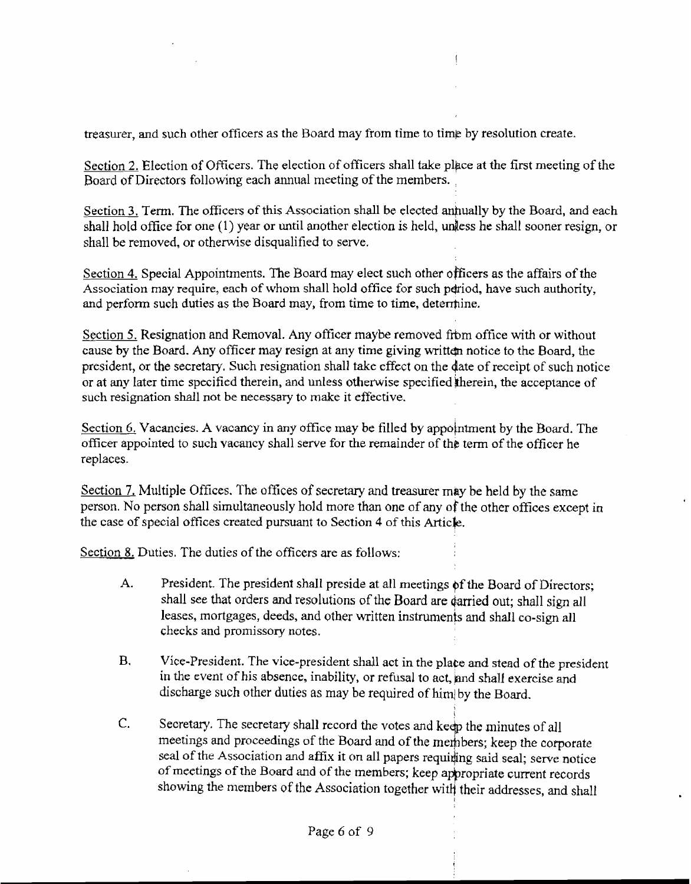treasurer, and such other officers as the Board may from time to time by resolution create.

Section 2. Election of Officers. The election of officers shall take place at the first meeting of the Board of Directors following each annual meeting of the members.

Section 3. Term. The officers of this Association shall be elected annually by the Board, and each shall hold office for one (1) year or until another election is held, unless he shall sooner resign, or shall be removed, or otherwise disqualified to serve.

Section 4. Special Appointments. The Board may elect such other officers as the affairs of the Association may require, each of whom shall hold office for such period, have such authority, and perform such duties as the Board may, from time to time, determine.

Section 5. Resignation and Removal. Any officer maybe removed from office with or without cause by the Board. Any officer may resign at any time giving written notice to the Board, the president, or the secretary. Such resignation shall take effect on the date of receipt of such notice or at any later time specified therein, and unless otherwise specified therein, the acceptance of such resignation shall not be necessary to make it effective.

Section 6. Vacancies. A vacancy in any office may be filled by appointment by the Board. The officer appointed to such vacancy shall serve for the remainder of the term of the officer he replaces.

Section 7. Multiple Offices. The offices of secretary and treasurer may be held by the same person. No person shall simultaneously hold more than one of any of the other offices except in the case of special offices created pursuant to Section 4 of this Article.

Section 8. Duties. The duties of the officers are as follows:

A. President. The president shall preside at all meetings of the Board of Directors; shall see that orders and resolutions of the Board are carried out; shall sign all leases, mortgages, deeds, and other written instruments and shall co-sign all checks and promissory notes.

B. Vice-President. The vice-president shall act in the place and stead of the president in the event of his absence, inability, or refusal to act, and shall exercise and discharge such other duties as may be required of him by the Board.

C. Secretary. The secretary shall record the votes and keep the minutes of all meetings and proceedings of the Board and of the members; keep the corporate seal of the Association and affix it on all papers requiring said seal; serve notice of meetings of the Board and of the members; keep appropriate current records showing the members of the Association together with their addresses, and shall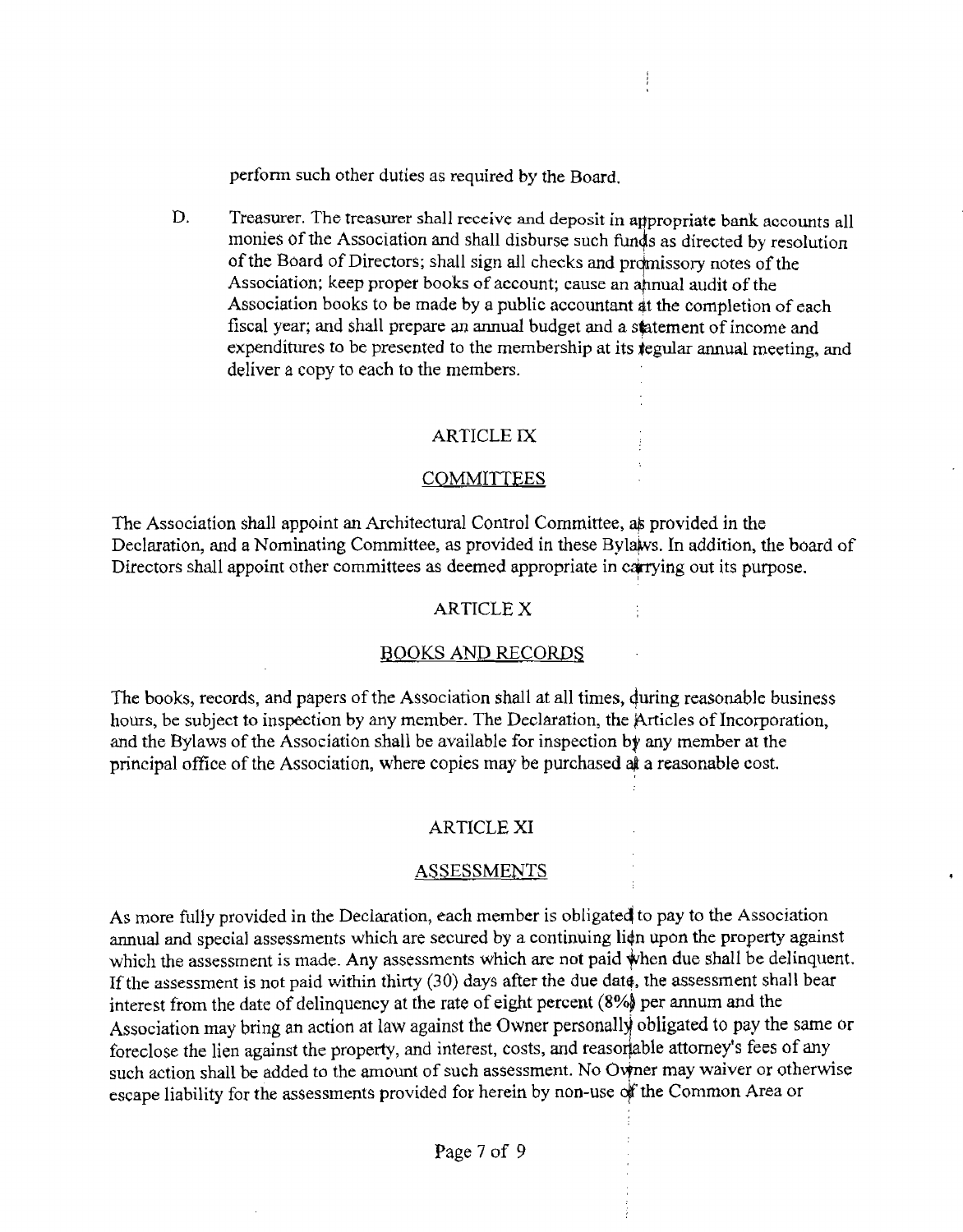perform such other duties as required by the Board.

D. Treasurer. The treasurer shall receive and deposit in appropriate bank accounts all monies of the Association and shall disburse such funds as directed by resolution of the Board of Directors; shall sign all checks and promissory notes of the Association; keep proper books of account; cause an annual audit of the Association books to be made by a public accountant at the completion of each fiscal year; and shall prepare an annual budget and a statement of income and expenditures to be presented to the membership at its regular annual meeting, and deliver a copy to each to the members.

## ARTICLE IX

## COMMITTEES

The Association shall appoint an Architectural Control Committee, as provided in the Declaration, and a Nominating Committee, as provided in these Bylaws. In addition, the board of Directors shall appoint other committees as deemed appropriate in carrying out its purpose.

## ARTICLE X

## BOOKS AND RECORDS

The books, records, and papers of the Association shall at all times, during reasonable business hours, be subject to inspection by any member. The Declaration, the Articles of Incorporation, and the Bylaws of the Association shall be available for inspection by any member at the principal office of the Association, where copies may be purchased at a reasonable cost.

## ARTICLE XI

## ASSESSMENTS

As more fully provided in the Declaration, each member is obligated to pay to the Association annual and special assessments which are secured by a continuing lien upon the property against which the assessment is made. Any assessments which are not paid when due shall be delinquent. If the assessment is not paid within thirty (30) days after the due date, the assessment shall bear interest from the date of delinquency at the rate of eight percent (8%) per annum and the Association may bring an action at law against the Owner personally obligated to pay the same or foreclose the lien against the property, and interest, costs, and reasonable attorney's fees of any such action shall be added to the amount of such assessment. No Owner may waiver or otherwise escape liability for the assessments provided for herein by non-use of the Common Area or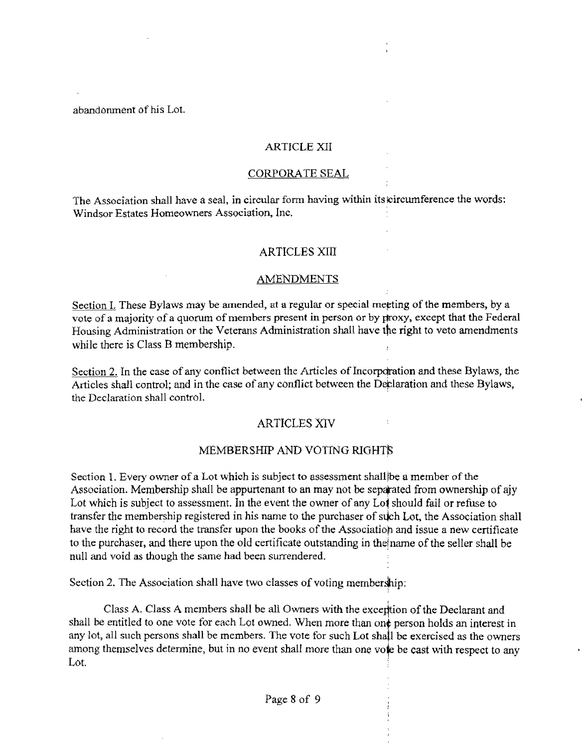abandonment of his Lot.

## ARTICLE XII

## CORPORATE SEAL

The Association shall have a seal, in circular form having within its circumference the words: Windsor Estates Homeowners Association, Inc.

## ARTICLES XIII

## AMENDMENTS

Section I. These Bylaws may be amended, at a regular or special meeting of the members, by a vote of a majority of a quorum of members present in person or by proxy, except that the Federal Housing Administration or the Veterans Administration shall have the right to veto amendments while there is Class B membership.

Section 2. In the case of any conflict between the Articles of Incorporation and these Bylaws, the Articles shall control; and in the case of any conflict between the Declaration and these Bylaws, the Declaration shall control.

## ARTICLES XIV

## MEMBERSHIP AND VOTING RIGHTS

Section 1. Every owner of a Lot which is subject to assessment shall be a member of the Association. Membership shall be appurtenant to an may not be separated from ownership of ajy Lot which is subject to assessment. In the event the owner of any Lot should fail or refuse to transfer the membership registered in his name to the purchaser of such Lot, the Association shall have the right to record the transfer upon the books of the Association and issue a new certificate to the purchaser, and there upon the old certificate outstanding in the name of the seller shall be null and void as though the same had been surrendered.

Section 2. The Association shall have two classes of voting membership:

Class A. Class A members shall be all Owners with the exception of the Declarant and shall be entitled to one vote for each Lot owned. When more than one person holds an interest in any lot, all such persons shall be members. The vote for such Lot shall be exercised as the owners among themselves determine, but in no event shall more than one vote be cast with respect to any Lot.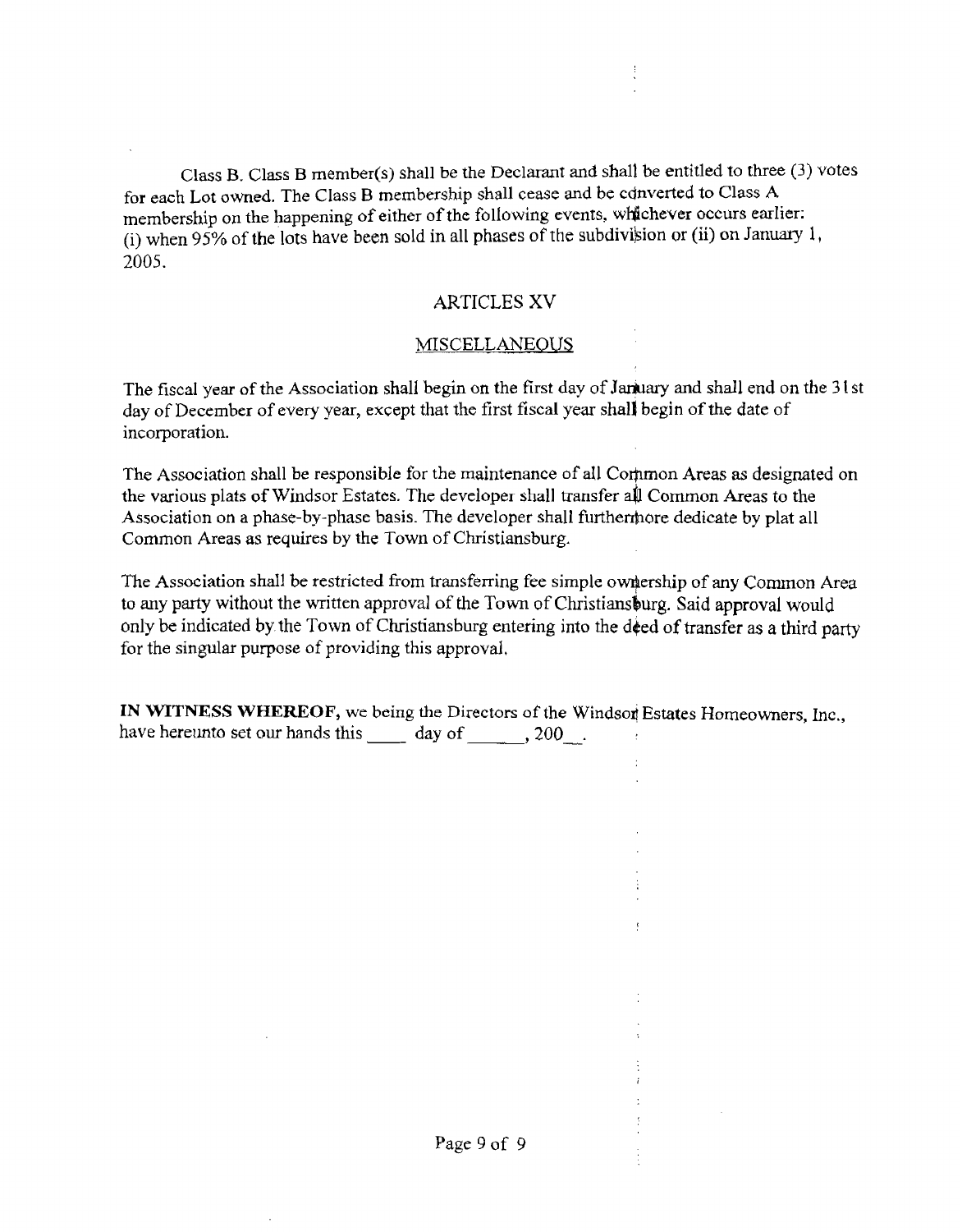Class B. Class B member(s) shall be the Declarant and shall be entitled to three (3) votes for each Lot owned. The Class B membership shall cease and be converted to Class A membership on the happening of either of the following events, whichever occurs earlier: (i) when 95% of the lots have been sold in all phases of the subdivision or (ii) on January 1, 2005.

## ARTICLES XV

## MISCELLANEOUS

The fiscal year of the Association shall begin on the first day of January and shall end on the 31st day of December of every year, except that the first fiscal year shall begin of the date of incorporation.

The Association shall be responsible for the maintenance of all Common Areas as designated on the various plats of Windsor Estates. The developer shall transfer all Common Areas to the Association on a phase-by-phase basis. The developer shall furthermore dedicate by plat all Common Areas as requires by the Town of Christiansburg.

The Association shall be restricted from transferring fee simple ownership of any Common Area to any party without the written approval of the Town of Christiansburg. Said approval would only be indicated by the Town of Christiansburg entering into the deed of transfer as a third party for the singular purpose of providing this approval.

**IN WITNESS WHEREOF,** we being the Directors of the Windsor Estates Homeowners, Inc., have hereunto set our hands this ____ day of ______, 200__.